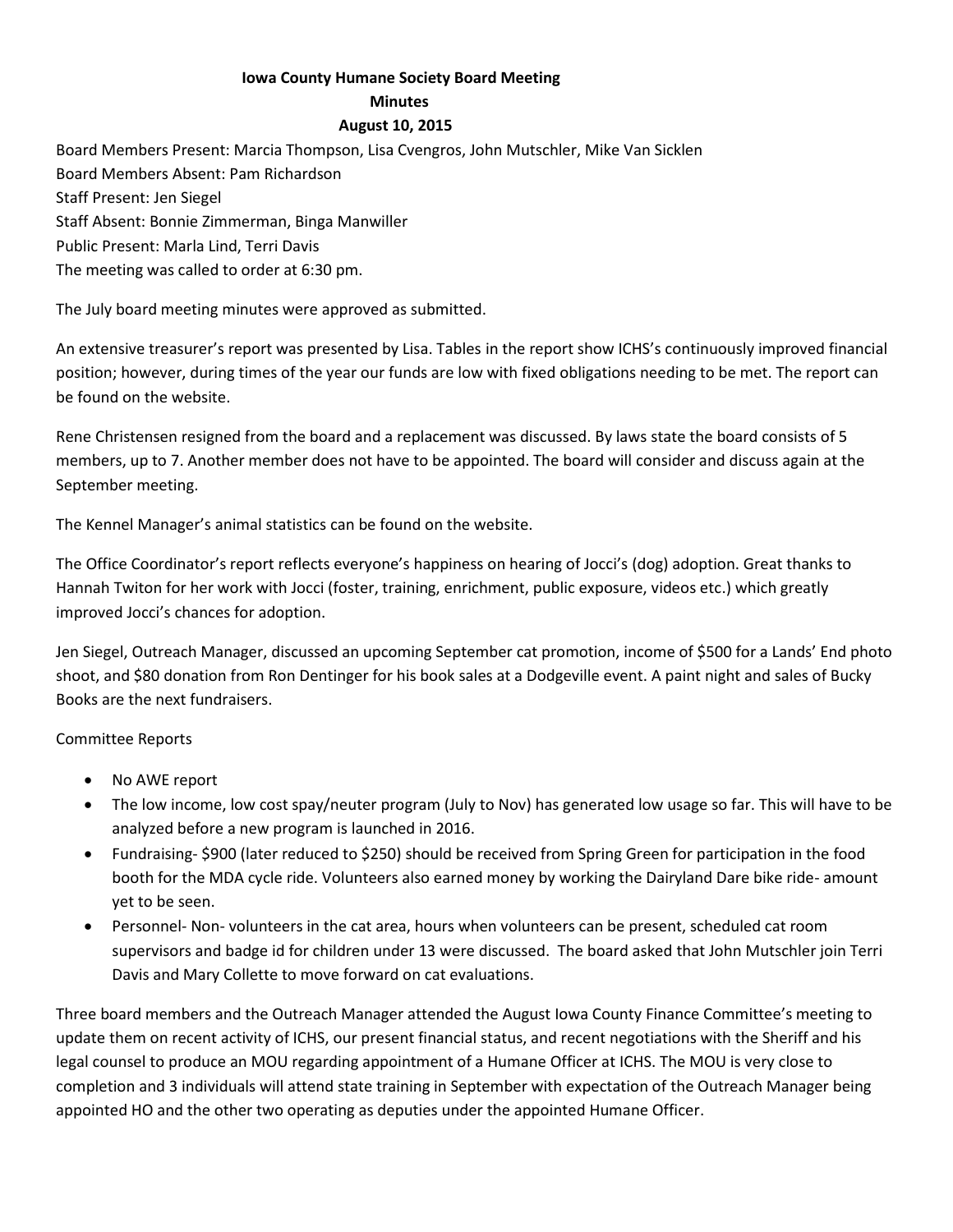# Iowa County Humane Society Board Meeting

## Minutes

### August 10, 2015

Board Members Present: Marcia Thompson, Lisa Cvengros, John Mutschler, Mike Van Sicklen
Board Members Absent: Pam Richardson
Staff Present: Jen Siegel
Staff Absent: Bonnie Zimmerman, Binga Manwiller
Public Present: Marla Lind, Terri Davis
The meeting was called to order at 6:30 pm.

The July board meeting minutes were approved as submitted.

An extensive treasurer's report was presented by Lisa. Tables in the report show ICHS's continuously improved financial position; however, during times of the year our funds are low with fixed obligations needing to be met. The report can be found on the website.

Rene Christensen resigned from the board and a replacement was discussed. By laws state the board consists of 5 members, up to 7. Another member does not have to be appointed. The board will consider and discuss again at the September meeting.

The Kennel Manager's animal statistics can be found on the website.

The Office Coordinator's report reflects everyone's happiness on hearing of Jocci's (dog) adoption. Great thanks to Hannah Twiton for her work with Jocci (foster, training, enrichment, public exposure, videos etc.) which greatly improved Jocci's chances for adoption.

Jen Siegel, Outreach Manager, discussed an upcoming September cat promotion, income of $500 for a Lands' End photo shoot, and $80 donation from Ron Dentinger for his book sales at a Dodgeville event. A paint night and sales of Bucky Books are the next fundraisers.

Committee Reports

- No AWE report
- The low income, low cost spay/neuter program (July to Nov) has generated low usage so far. This will have to be analyzed before a new program is launched in 2016.
- Fundraising- $900 (later reduced to $250) should be received from Spring Green for participation in the food booth for the MDA cycle ride. Volunteers also earned money by working the Dairyland Dare bike ride- amount yet to be seen.
- Personnel- Non- volunteers in the cat area, hours when volunteers can be present, scheduled cat room supervisors and badge id for children under 13 were discussed. The board asked that John Mutschler join Terri Davis and Mary Collette to move forward on cat evaluations.

Three board members and the Outreach Manager attended the August Iowa County Finance Committee's meeting to update them on recent activity of ICHS, our present financial status, and recent negotiations with the Sheriff and his legal counsel to produce an MOU regarding appointment of a Humane Officer at ICHS. The MOU is very close to completion and 3 individuals will attend state training in September with expectation of the Outreach Manager being appointed HO and the other two operating as deputies under the appointed Humane Officer.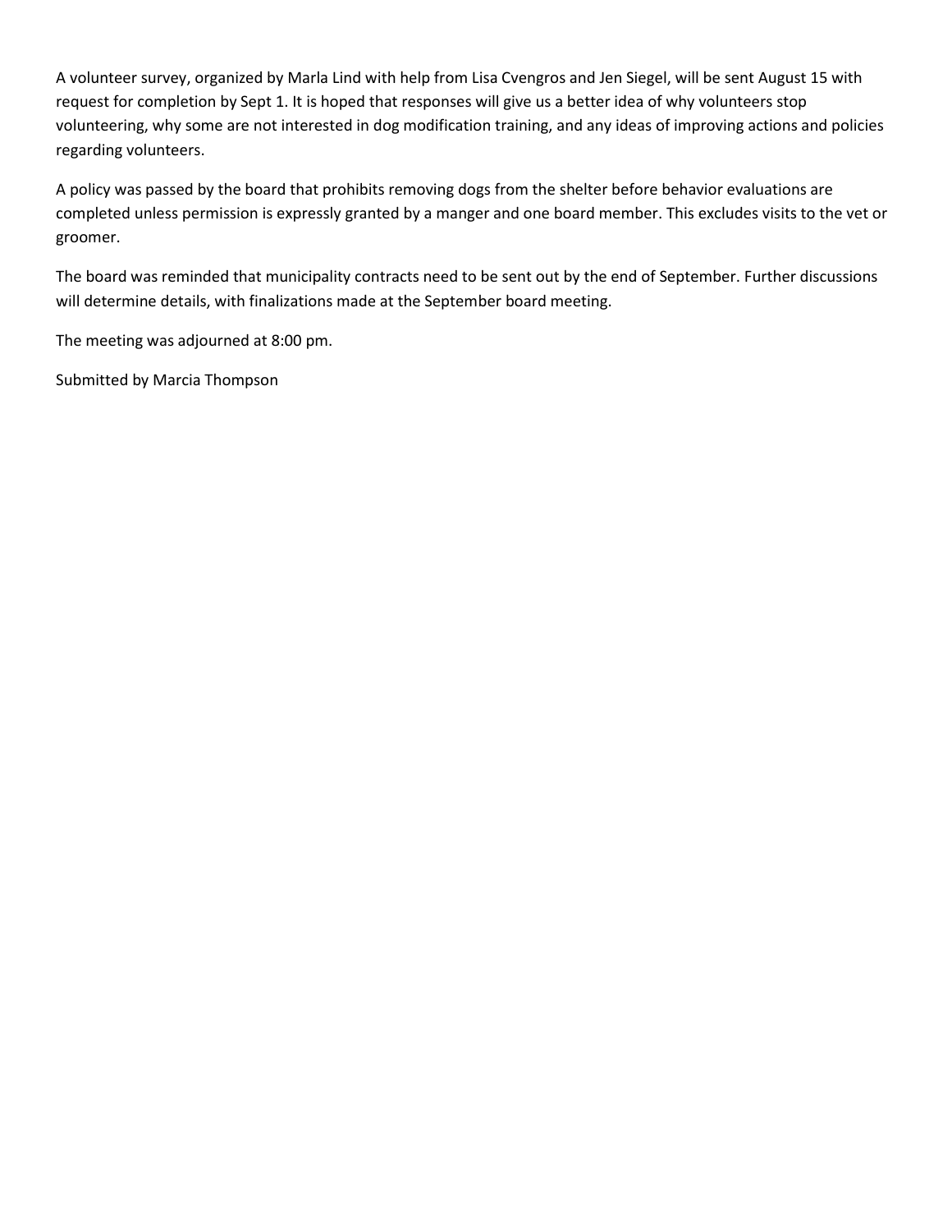A volunteer survey, organized by Marla Lind with help from Lisa Cvengros and Jen Siegel, will be sent August 15 with request for completion by Sept 1. It is hoped that responses will give us a better idea of why volunteers stop volunteering, why some are not interested in dog modification training, and any ideas of improving actions and policies regarding volunteers.

A policy was passed by the board that prohibits removing dogs from the shelter before behavior evaluations are completed unless permission is expressly granted by a manger and one board member. This excludes visits to the vet or groomer.

The board was reminded that municipality contracts need to be sent out by the end of September. Further discussions will determine details, with finalizations made at the September board meeting.

The meeting was adjourned at 8:00 pm.

Submitted by Marcia Thompson